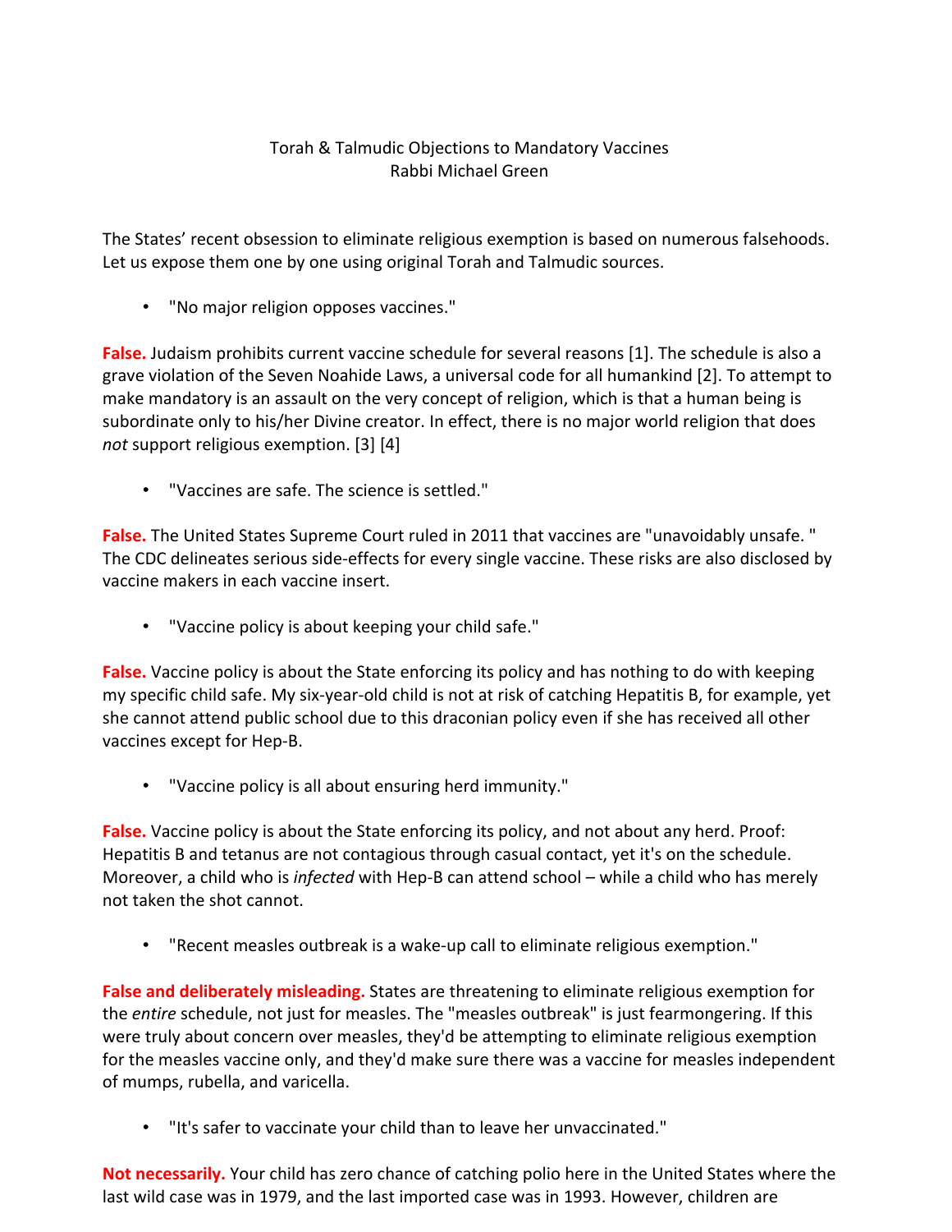Torah & Talmudic Objections to Mandatory Vaccines
Rabbi Michael Green

The States' recent obsession to eliminate religious exemption is based on numerous falsehoods. Let us expose them one by one using original Torah and Talmudic sources.

- "No major religion opposes vaccines."

**False.** Judaism prohibits current vaccine schedule for several reasons [1]. The schedule is also a grave violation of the Seven Noahide Laws, a universal code for all humankind [2]. To attempt to make mandatory is an assault on the very concept of religion, which is that a human being is subordinate only to his/her Divine creator. In effect, there is no major world religion that does *not* support religious exemption. [3] [4]

- "Vaccines are safe. The science is settled."

**False.** The United States Supreme Court ruled in 2011 that vaccines are "unavoidably unsafe. " The CDC delineates serious side-effects for every single vaccine. These risks are also disclosed by vaccine makers in each vaccine insert.

- "Vaccine policy is about keeping your child safe."

**False.** Vaccine policy is about the State enforcing its policy and has nothing to do with keeping my specific child safe. My six-year-old child is not at risk of catching Hepatitis B, for example, yet she cannot attend public school due to this draconian policy even if she has received all other vaccines except for Hep-B.

- "Vaccine policy is all about ensuring herd immunity."

**False.** Vaccine policy is about the State enforcing its policy, and not about any herd. Proof: Hepatitis B and tetanus are not contagious through casual contact, yet it's on the schedule. Moreover, a child who is *infected* with Hep-B can attend school – while a child who has merely not taken the shot cannot.

- "Recent measles outbreak is a wake-up call to eliminate religious exemption."

**False and deliberately misleading.** States are threatening to eliminate religious exemption for the *entire* schedule, not just for measles. The "measles outbreak" is just fearmongering. If this were truly about concern over measles, they'd be attempting to eliminate religious exemption for the measles vaccine only, and they'd make sure there was a vaccine for measles independent of mumps, rubella, and varicella.

- "It's safer to vaccinate your child than to leave her unvaccinated."

**Not necessarily.** Your child has zero chance of catching polio here in the United States where the last wild case was in 1979, and the last imported case was in 1993. However, children are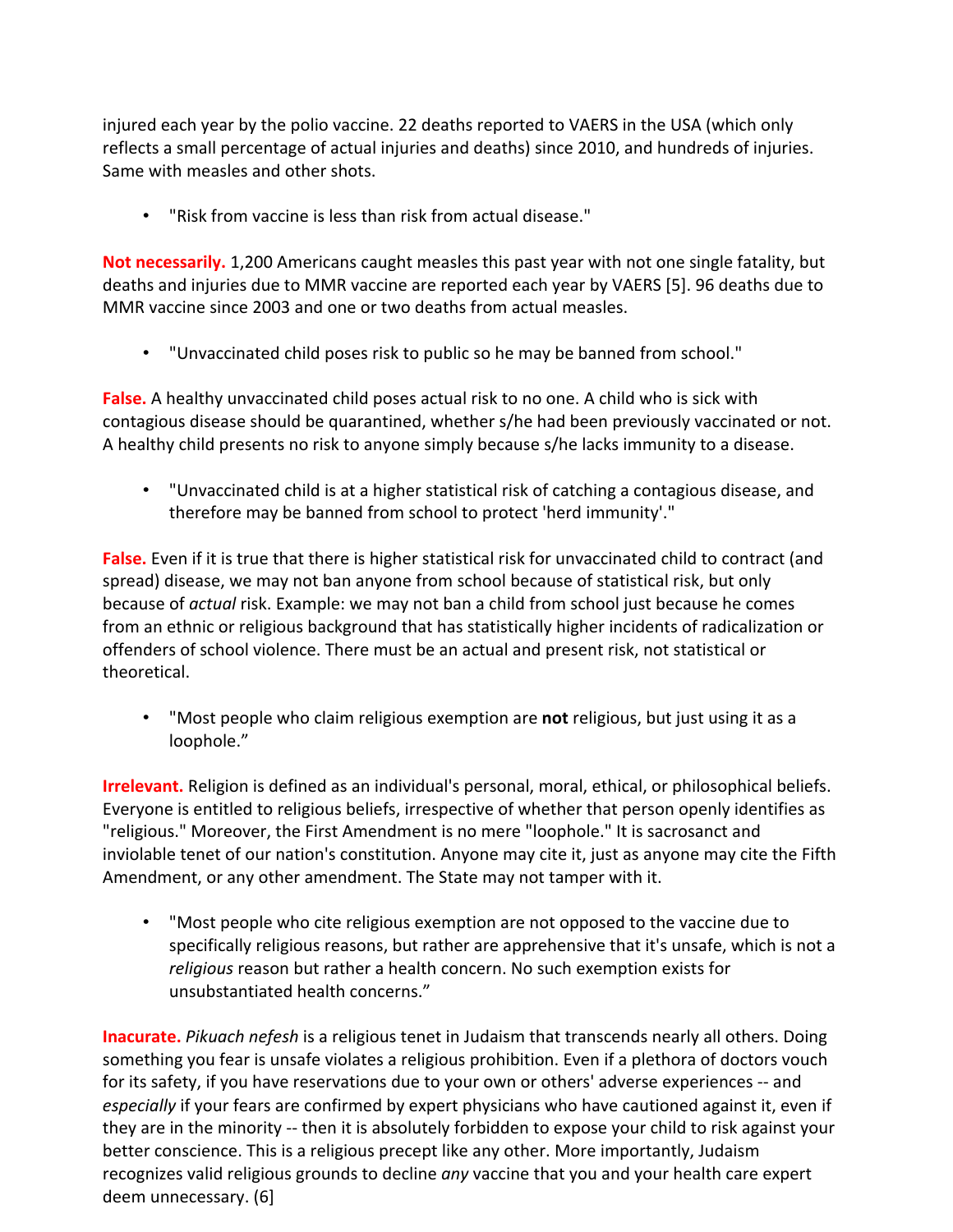injured each year by the polio vaccine. 22 deaths reported to VAERS in the USA (which only reflects a small percentage of actual injuries and deaths) since 2010, and hundreds of injuries. Same with measles and other shots.

- "Risk from vaccine is less than risk from actual disease."

**Not necessarily.** 1,200 Americans caught measles this past year with not one single fatality, but deaths and injuries due to MMR vaccine are reported each year by VAERS [5]. 96 deaths due to MMR vaccine since 2003 and one or two deaths from actual measles.

- "Unvaccinated child poses risk to public so he may be banned from school."

**False.** A healthy unvaccinated child poses actual risk to no one. A child who is sick with contagious disease should be quarantined, whether s/he had been previously vaccinated or not. A healthy child presents no risk to anyone simply because s/he lacks immunity to a disease.

- "Unvaccinated child is at a higher statistical risk of catching a contagious disease, and therefore may be banned from school to protect 'herd immunity'."

**False.** Even if it is true that there is higher statistical risk for unvaccinated child to contract (and spread) disease, we may not ban anyone from school because of statistical risk, but only because of *actual* risk. Example: we may not ban a child from school just because he comes from an ethnic or religious background that has statistically higher incidents of radicalization or offenders of school violence. There must be an actual and present risk, not statistical or theoretical.

- "Most people who claim religious exemption are **not** religious, but just using it as a loophole."

**Irrelevant.** Religion is defined as an individual's personal, moral, ethical, or philosophical beliefs. Everyone is entitled to religious beliefs, irrespective of whether that person openly identifies as "religious." Moreover, the First Amendment is no mere "loophole." It is sacrosanct and inviolable tenet of our nation's constitution. Anyone may cite it, just as anyone may cite the Fifth Amendment, or any other amendment. The State may not tamper with it.

- "Most people who cite religious exemption are not opposed to the vaccine due to specifically religious reasons, but rather are apprehensive that it's unsafe, which is not a *religious* reason but rather a health concern. No such exemption exists for unsubstantiated health concerns."

**Inacurate.** *Pikuach nefesh* is a religious tenet in Judaism that transcends nearly all others. Doing something you fear is unsafe violates a religious prohibition. Even if a plethora of doctors vouch for its safety, if you have reservations due to your own or others' adverse experiences -- and *especially* if your fears are confirmed by expert physicians who have cautioned against it, even if they are in the minority -- then it is absolutely forbidden to expose your child to risk against your better conscience. This is a religious precept like any other. More importantly, Judaism recognizes valid religious grounds to decline *any* vaccine that you and your health care expert deem unnecessary. (6)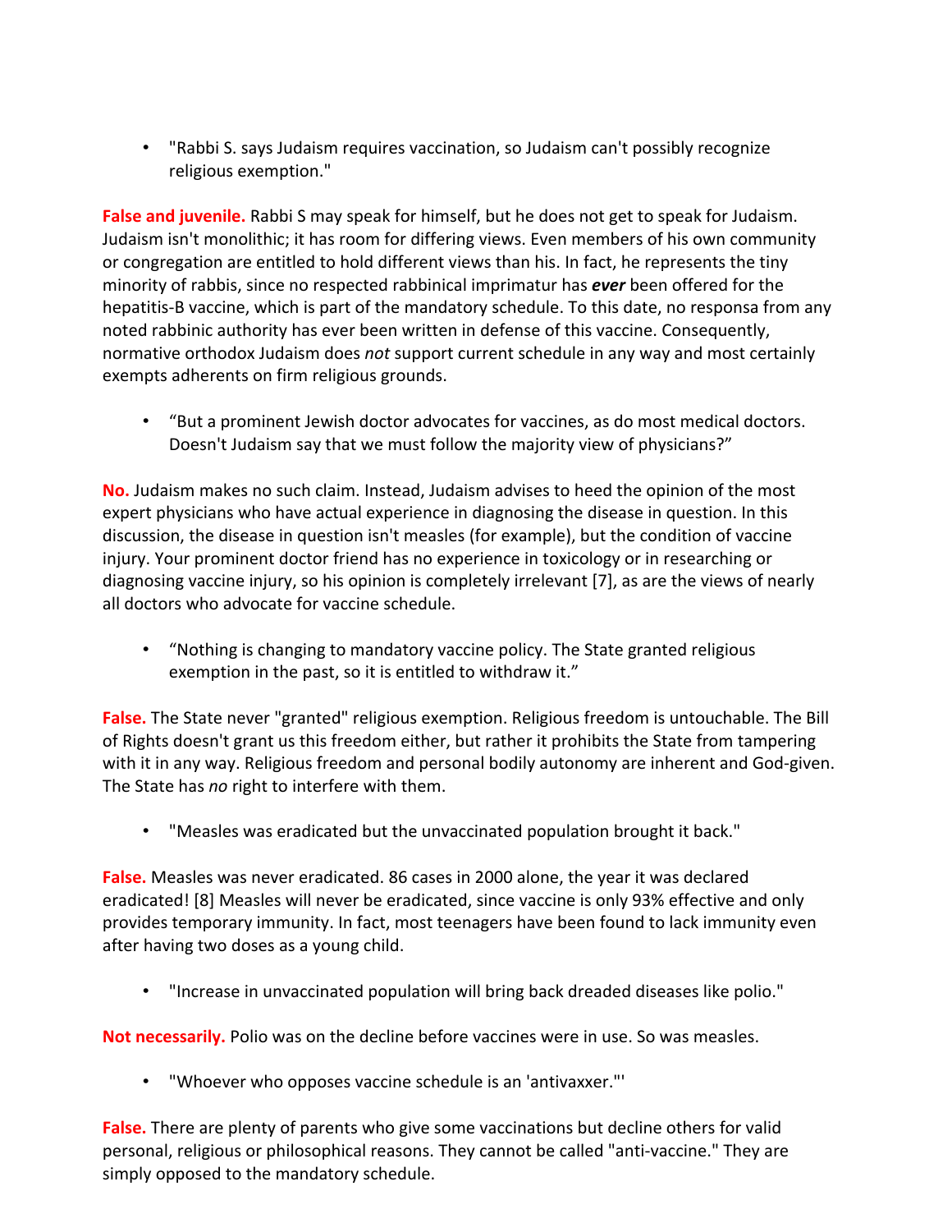- "Rabbi S. says Judaism requires vaccination, so Judaism can't possibly recognize religious exemption."

**False and juvenile.** Rabbi S may speak for himself, but he does not get to speak for Judaism. Judaism isn't monolithic; it has room for differing views. Even members of his own community or congregation are entitled to hold different views than his. In fact, he represents the tiny minority of rabbis, since no respected rabbinical imprimatur has ***ever*** been offered for the hepatitis-B vaccine, which is part of the mandatory schedule. To this date, no responsa from any noted rabbinic authority has ever been written in defense of this vaccine. Consequently, normative orthodox Judaism does *not* support current schedule in any way and most certainly exempts adherents on firm religious grounds.

- "But a prominent Jewish doctor advocates for vaccines, as do most medical doctors. Doesn't Judaism say that we must follow the majority view of physicians?"

**No.** Judaism makes no such claim. Instead, Judaism advises to heed the opinion of the most expert physicians who have actual experience in diagnosing the disease in question. In this discussion, the disease in question isn't measles (for example), but the condition of vaccine injury. Your prominent doctor friend has no experience in toxicology or in researching or diagnosing vaccine injury, so his opinion is completely irrelevant [7], as are the views of nearly all doctors who advocate for vaccine schedule.

- "Nothing is changing to mandatory vaccine policy. The State granted religious exemption in the past, so it is entitled to withdraw it."

**False.** The State never "granted" religious exemption. Religious freedom is untouchable. The Bill of Rights doesn't grant us this freedom either, but rather it prohibits the State from tampering with it in any way. Religious freedom and personal bodily autonomy are inherent and God-given. The State has *no* right to interfere with them.

- "Measles was eradicated but the unvaccinated population brought it back."

**False.** Measles was never eradicated. 86 cases in 2000 alone, the year it was declared eradicated! [8] Measles will never be eradicated, since vaccine is only 93% effective and only provides temporary immunity. In fact, most teenagers have been found to lack immunity even after having two doses as a young child.

- "Increase in unvaccinated population will bring back dreaded diseases like polio."

**Not necessarily.** Polio was on the decline before vaccines were in use. So was measles.

- "Whoever who opposes vaccine schedule is an 'antivaxxer.'"

**False.** There are plenty of parents who give some vaccinations but decline others for valid personal, religious or philosophical reasons. They cannot be called "anti-vaccine." They are simply opposed to the mandatory schedule.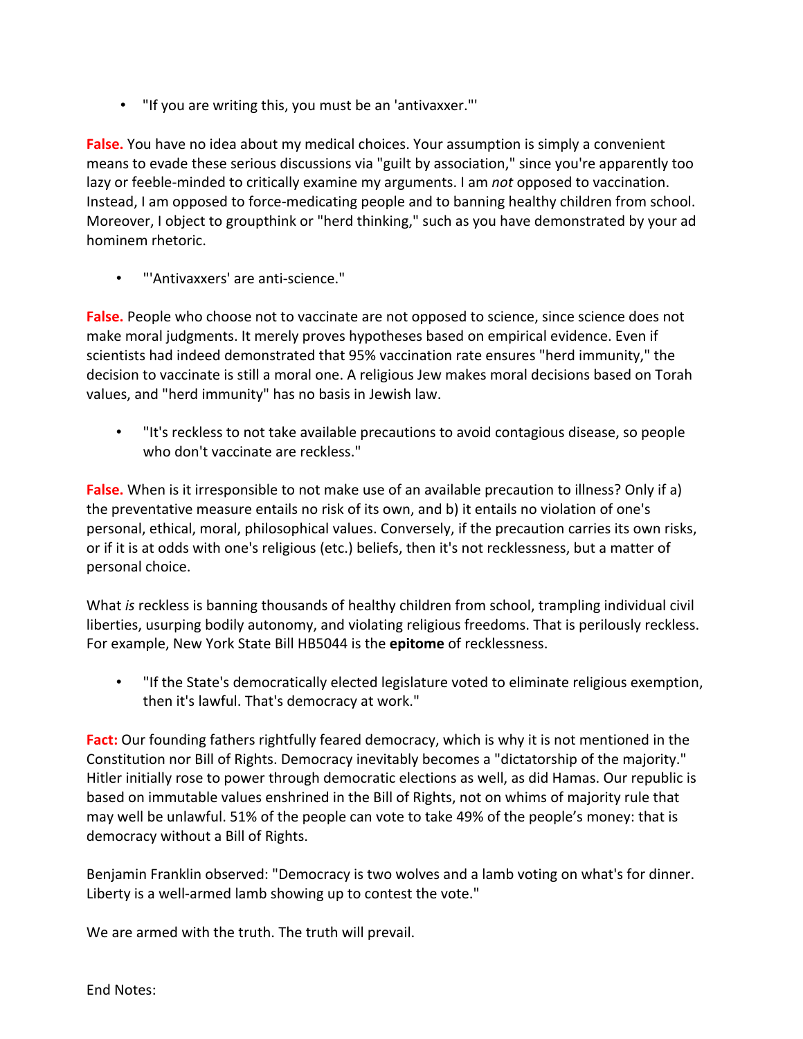- "If you are writing this, you must be an 'antivaxxer.'"

**False.** You have no idea about my medical choices. Your assumption is simply a convenient means to evade these serious discussions via "guilt by association," since you're apparently too lazy or feeble-minded to critically examine my arguments. I am *not* opposed to vaccination. Instead, I am opposed to force-medicating people and to banning healthy children from school. Moreover, I object to groupthink or "herd thinking," such as you have demonstrated by your ad hominem rhetoric.

- "'Antivaxxers' are anti-science."

**False.** People who choose not to vaccinate are not opposed to science, since science does not make moral judgments. It merely proves hypotheses based on empirical evidence. Even if scientists had indeed demonstrated that 95% vaccination rate ensures "herd immunity," the decision to vaccinate is still a moral one. A religious Jew makes moral decisions based on Torah values, and "herd immunity" has no basis in Jewish law.

- "It's reckless to not take available precautions to avoid contagious disease, so people who don't vaccinate are reckless."

**False.** When is it irresponsible to not make use of an available precaution to illness? Only if a) the preventative measure entails no risk of its own, and b) it entails no violation of one's personal, ethical, moral, philosophical values. Conversely, if the precaution carries its own risks, or if it is at odds with one's religious (etc.) beliefs, then it's not recklessness, but a matter of personal choice.

What *is* reckless is banning thousands of healthy children from school, trampling individual civil liberties, usurping bodily autonomy, and violating religious freedoms. That is perilously reckless. For example, New York State Bill HB5044 is the **epitome** of recklessness.

- "If the State's democratically elected legislature voted to eliminate religious exemption, then it's lawful. That's democracy at work."

**Fact:** Our founding fathers rightfully feared democracy, which is why it is not mentioned in the Constitution nor Bill of Rights. Democracy inevitably becomes a "dictatorship of the majority." Hitler initially rose to power through democratic elections as well, as did Hamas. Our republic is based on immutable values enshrined in the Bill of Rights, not on whims of majority rule that may well be unlawful. 51% of the people can vote to take 49% of the people's money: that is democracy without a Bill of Rights.

Benjamin Franklin observed: "Democracy is two wolves and a lamb voting on what's for dinner. Liberty is a well-armed lamb showing up to contest the vote."

We are armed with the truth. The truth will prevail.

End Notes: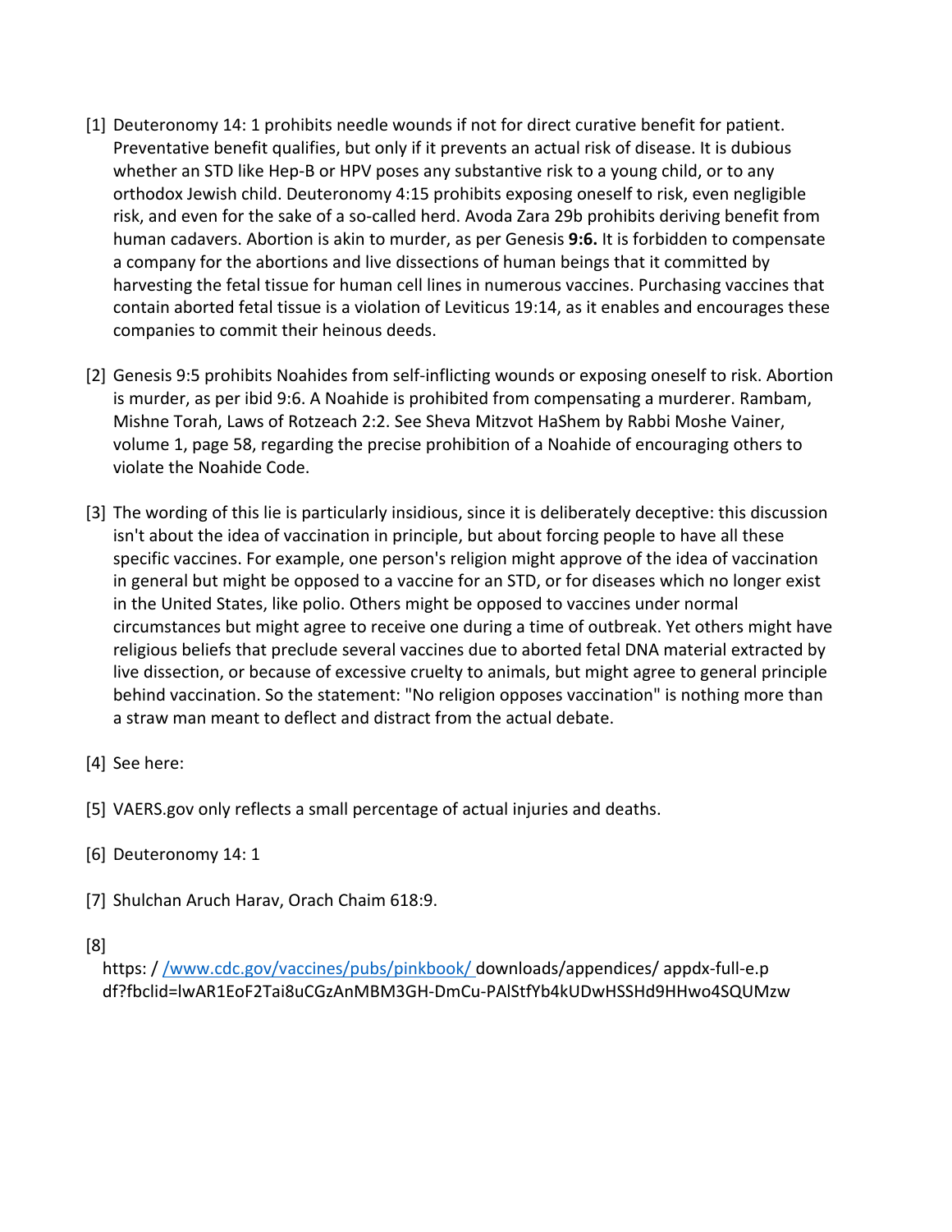[1] Deuteronomy 14: 1 prohibits needle wounds if not for direct curative benefit for patient. Preventative benefit qualifies, but only if it prevents an actual risk of disease. It is dubious whether an STD like Hep-B or HPV poses any substantive risk to a young child, or to any orthodox Jewish child. Deuteronomy 4:15 prohibits exposing oneself to risk, even negligible risk, and even for the sake of a so-called herd. Avoda Zara 29b prohibits deriving benefit from human cadavers. Abortion is akin to murder, as per Genesis **9:6.** It is forbidden to compensate a company for the abortions and live dissections of human beings that it committed by harvesting the fetal tissue for human cell lines in numerous vaccines. Purchasing vaccines that contain aborted fetal tissue is a violation of Leviticus 19:14, as it enables and encourages these companies to commit their heinous deeds.

[2] Genesis 9:5 prohibits Noahides from self-inflicting wounds or exposing oneself to risk. Abortion is murder, as per ibid 9:6. A Noahide is prohibited from compensating a murderer. Rambam, Mishne Torah, Laws of Rotzeach 2:2. See Sheva Mitzvot HaShem by Rabbi Moshe Vainer, volume 1, page 58, regarding the precise prohibition of a Noahide of encouraging others to violate the Noahide Code.

[3] The wording of this lie is particularly insidious, since it is deliberately deceptive: this discussion isn't about the idea of vaccination in principle, but about forcing people to have all these specific vaccines. For example, one person's religion might approve of the idea of vaccination in general but might be opposed to a vaccine for an STD, or for diseases which no longer exist in the United States, like polio. Others might be opposed to vaccines under normal circumstances but might agree to receive one during a time of outbreak. Yet others might have religious beliefs that preclude several vaccines due to aborted fetal DNA material extracted by live dissection, or because of excessive cruelty to animals, but might agree to general principle behind vaccination. So the statement: "No religion opposes vaccination" is nothing more than a straw man meant to deflect and distract from the actual debate.

[4] See here:

[5] VAERS.gov only reflects a small percentage of actual injuries and deaths.

[6] Deuteronomy 14: 1

[7] Shulchan Aruch Harav, Orach Chaim 618:9.

[8] https: / /www.cdc.gov/vaccines/pubs/pinkbook/ downloads/appendices/ appdx-full-e.pdf?fbclid=lwAR1EoF2Tai8uCGzAnMBM3GH-DmCu-PAlStfYb4kUDwHSSHd9HHwo4SQUMzw